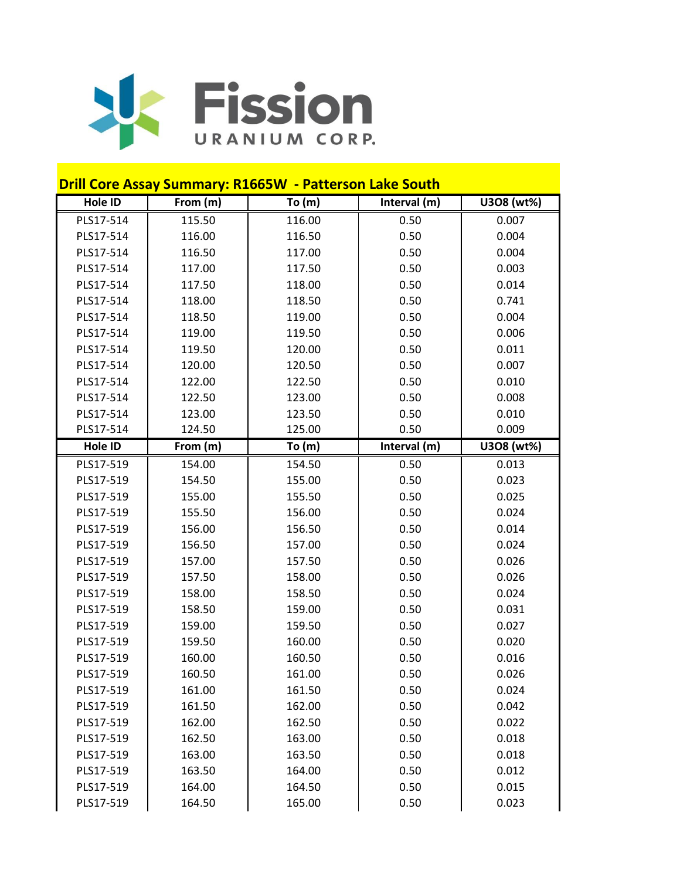Fission URANIUM CORP.

## Drill Core Assay Summary: R1665W - Patterson Lake South

| Hole ID | From (m) | To (m) | Interval (m) | U3O8 (wt%) |
|---|---|---|---|---|
| PLS17-514 | 115.50 | 116.00 | 0.50 | 0.007 |
| PLS17-514 | 116.00 | 116.50 | 0.50 | 0.004 |
| PLS17-514 | 116.50 | 117.00 | 0.50 | 0.004 |
| PLS17-514 | 117.00 | 117.50 | 0.50 | 0.003 |
| PLS17-514 | 117.50 | 118.00 | 0.50 | 0.014 |
| PLS17-514 | 118.00 | 118.50 | 0.50 | 0.741 |
| PLS17-514 | 118.50 | 119.00 | 0.50 | 0.004 |
| PLS17-514 | 119.00 | 119.50 | 0.50 | 0.006 |
| PLS17-514 | 119.50 | 120.00 | 0.50 | 0.011 |
| PLS17-514 | 120.00 | 120.50 | 0.50 | 0.007 |
| PLS17-514 | 122.00 | 122.50 | 0.50 | 0.010 |
| PLS17-514 | 122.50 | 123.00 | 0.50 | 0.008 |
| PLS17-514 | 123.00 | 123.50 | 0.50 | 0.010 |
| PLS17-514 | 124.50 | 125.00 | 0.50 | 0.009 |
| **Hole ID** | **From (m)** | **To (m)** | **Interval (m)** | **U3O8 (wt%)** |
| PLS17-519 | 154.00 | 154.50 | 0.50 | 0.013 |
| PLS17-519 | 154.50 | 155.00 | 0.50 | 0.023 |
| PLS17-519 | 155.00 | 155.50 | 0.50 | 0.025 |
| PLS17-519 | 155.50 | 156.00 | 0.50 | 0.024 |
| PLS17-519 | 156.00 | 156.50 | 0.50 | 0.014 |
| PLS17-519 | 156.50 | 157.00 | 0.50 | 0.024 |
| PLS17-519 | 157.00 | 157.50 | 0.50 | 0.026 |
| PLS17-519 | 157.50 | 158.00 | 0.50 | 0.026 |
| PLS17-519 | 158.00 | 158.50 | 0.50 | 0.024 |
| PLS17-519 | 158.50 | 159.00 | 0.50 | 0.031 |
| PLS17-519 | 159.00 | 159.50 | 0.50 | 0.027 |
| PLS17-519 | 159.50 | 160.00 | 0.50 | 0.020 |
| PLS17-519 | 160.00 | 160.50 | 0.50 | 0.016 |
| PLS17-519 | 160.50 | 161.00 | 0.50 | 0.026 |
| PLS17-519 | 161.00 | 161.50 | 0.50 | 0.024 |
| PLS17-519 | 161.50 | 162.00 | 0.50 | 0.042 |
| PLS17-519 | 162.00 | 162.50 | 0.50 | 0.022 |
| PLS17-519 | 162.50 | 163.00 | 0.50 | 0.018 |
| PLS17-519 | 163.00 | 163.50 | 0.50 | 0.018 |
| PLS17-519 | 163.50 | 164.00 | 0.50 | 0.012 |
| PLS17-519 | 164.00 | 164.50 | 0.50 | 0.015 |
| PLS17-519 | 164.50 | 165.00 | 0.50 | 0.023 |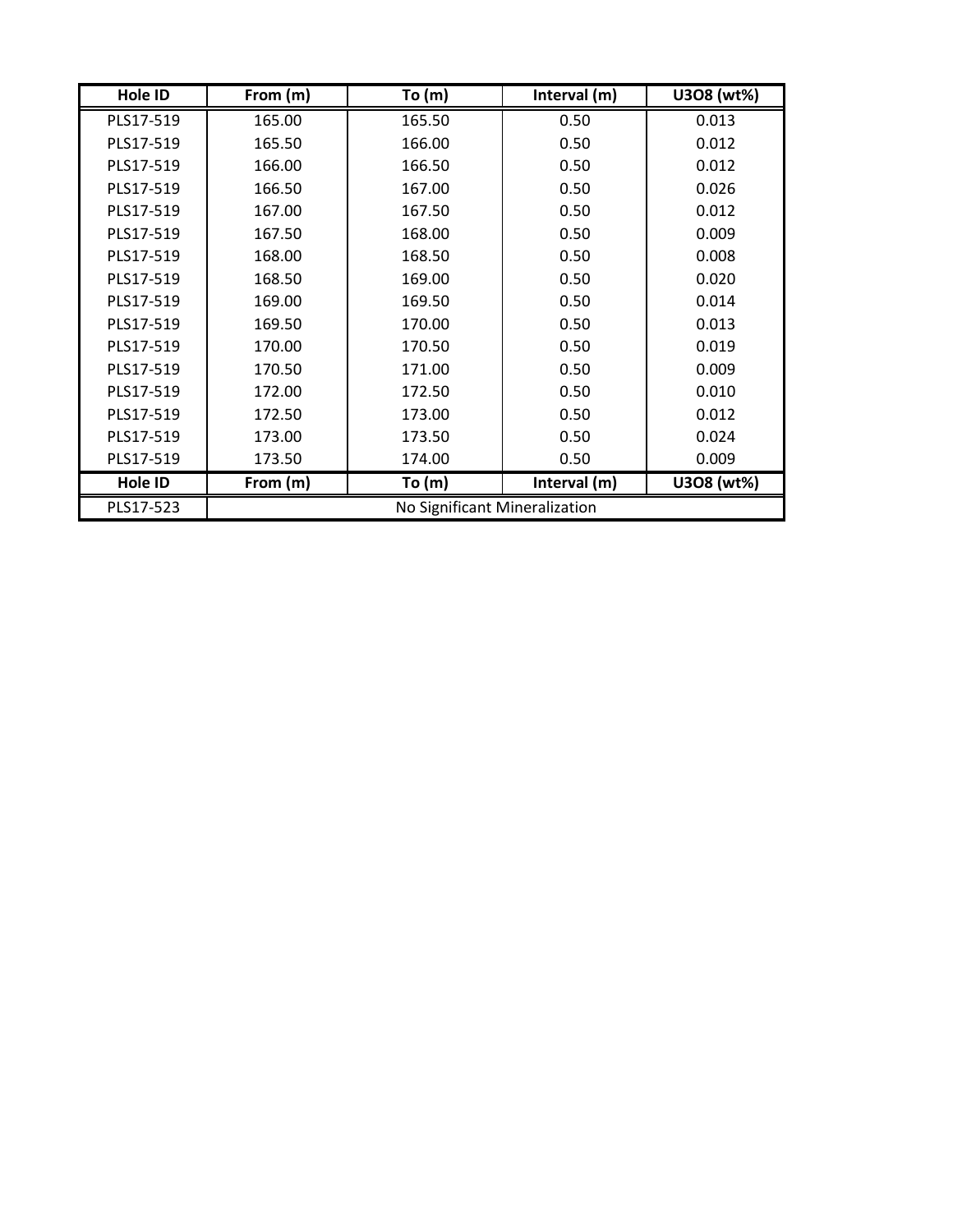| Hole ID | From (m) | To (m) | Interval (m) | U3O8 (wt%) |
|---|---|---|---|---|
| PLS17-519 | 165.00 | 165.50 | 0.50 | 0.013 |
| PLS17-519 | 165.50 | 166.00 | 0.50 | 0.012 |
| PLS17-519 | 166.00 | 166.50 | 0.50 | 0.012 |
| PLS17-519 | 166.50 | 167.00 | 0.50 | 0.026 |
| PLS17-519 | 167.00 | 167.50 | 0.50 | 0.012 |
| PLS17-519 | 167.50 | 168.00 | 0.50 | 0.009 |
| PLS17-519 | 168.00 | 168.50 | 0.50 | 0.008 |
| PLS17-519 | 168.50 | 169.00 | 0.50 | 0.020 |
| PLS17-519 | 169.00 | 169.50 | 0.50 | 0.014 |
| PLS17-519 | 169.50 | 170.00 | 0.50 | 0.013 |
| PLS17-519 | 170.00 | 170.50 | 0.50 | 0.019 |
| PLS17-519 | 170.50 | 171.00 | 0.50 | 0.009 |
| PLS17-519 | 172.00 | 172.50 | 0.50 | 0.010 |
| PLS17-519 | 172.50 | 173.00 | 0.50 | 0.012 |
| PLS17-519 | 173.00 | 173.50 | 0.50 | 0.024 |
| PLS17-519 | 173.50 | 174.00 | 0.50 | 0.009 |
| **Hole ID** | **From (m)** | **To (m)** | **Interval (m)** | **U3O8 (wt%)** |
| PLS17-523 | No Significant Mineralization | | | |